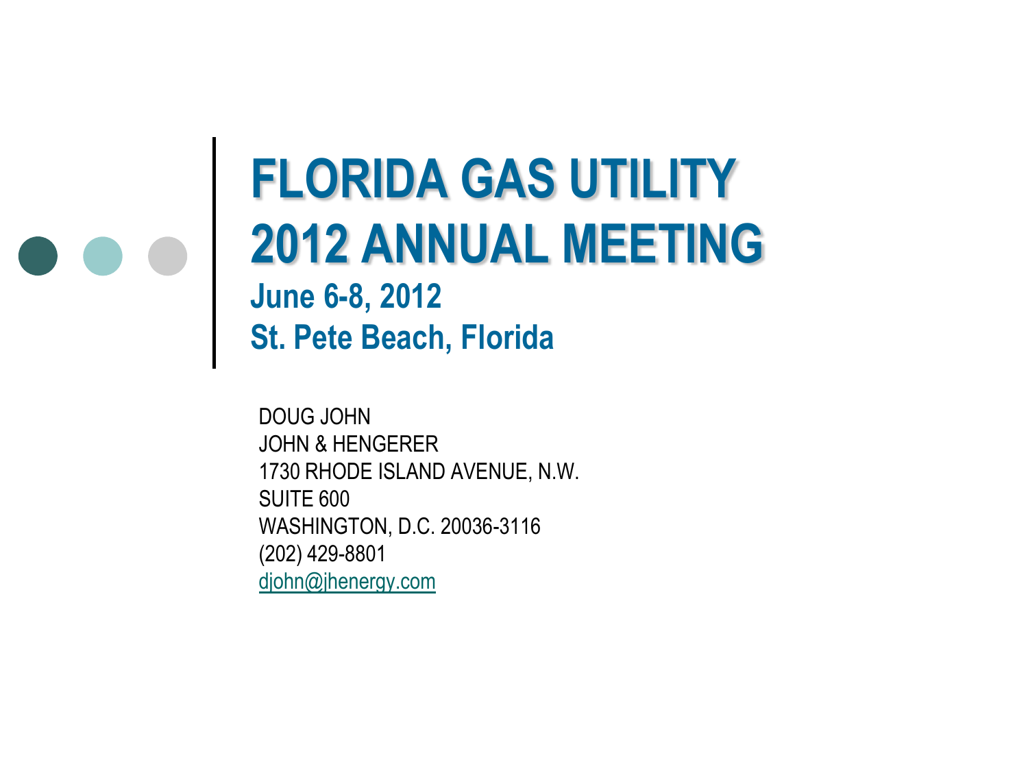# FLORIDA GAS UTILITY 2012 ANNUAL MEETING

**June 6-8, 2012**
**St. Pete Beach, Florida**

DOUG JOHN
JOHN & HENGERER
1730 RHODE ISLAND AVENUE, N.W.
SUITE 600
WASHINGTON, D.C. 20036-3116
(202) 429-8801
djohn@jhenergy.com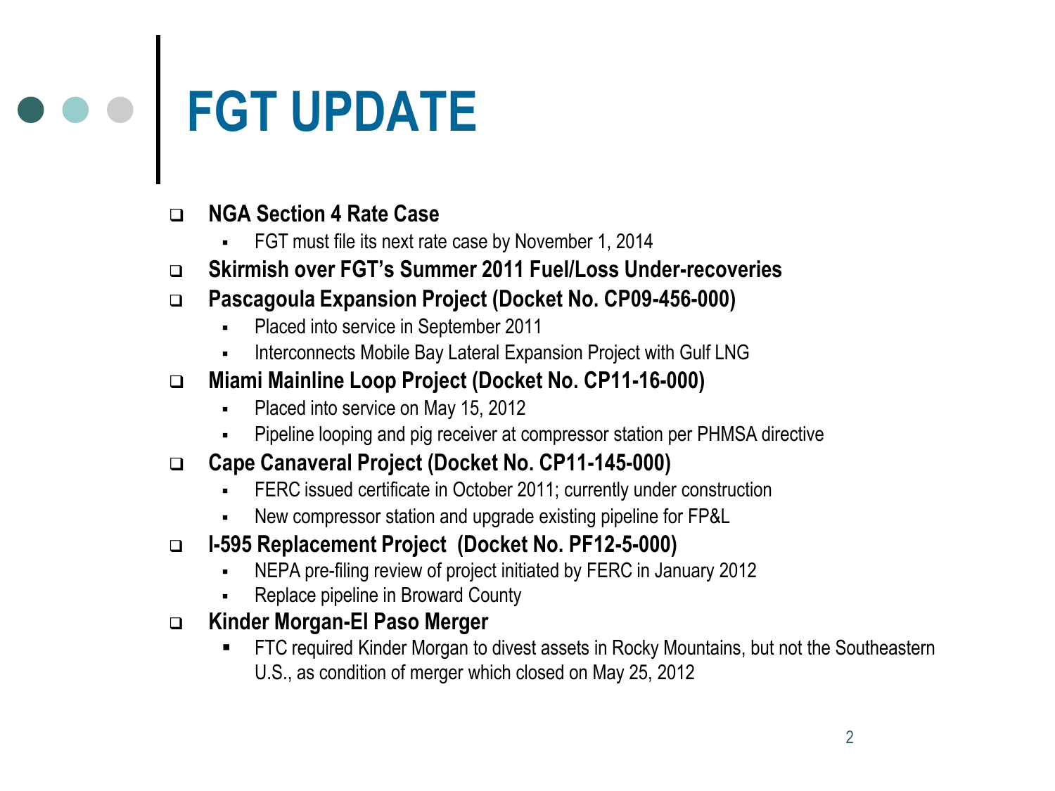# FGT UPDATE

- **NGA Section 4 Rate Case**
  - FGT must file its next rate case by November 1, 2014
- **Skirmish over FGT's Summer 2011 Fuel/Loss Under-recoveries**
- **Pascagoula Expansion Project (Docket No. CP09-456-000)**
  - Placed into service in September 2011
  - Interconnects Mobile Bay Lateral Expansion Project with Gulf LNG
- **Miami Mainline Loop Project (Docket No. CP11-16-000)**
  - Placed into service on May 15, 2012
  - Pipeline looping and pig receiver at compressor station per PHMSA directive
- **Cape Canaveral Project (Docket No. CP11-145-000)**
  - FERC issued certificate in October 2011; currently under construction
  - New compressor station and upgrade existing pipeline for FP&L
- **I-595 Replacement Project (Docket No. PF12-5-000)**
  - NEPA pre-filing review of project initiated by FERC in January 2012
  - Replace pipeline in Broward County
- **Kinder Morgan-El Paso Merger**
  - FTC required Kinder Morgan to divest assets in Rocky Mountains, but not the Southeastern U.S., as condition of merger which closed on May 25, 2012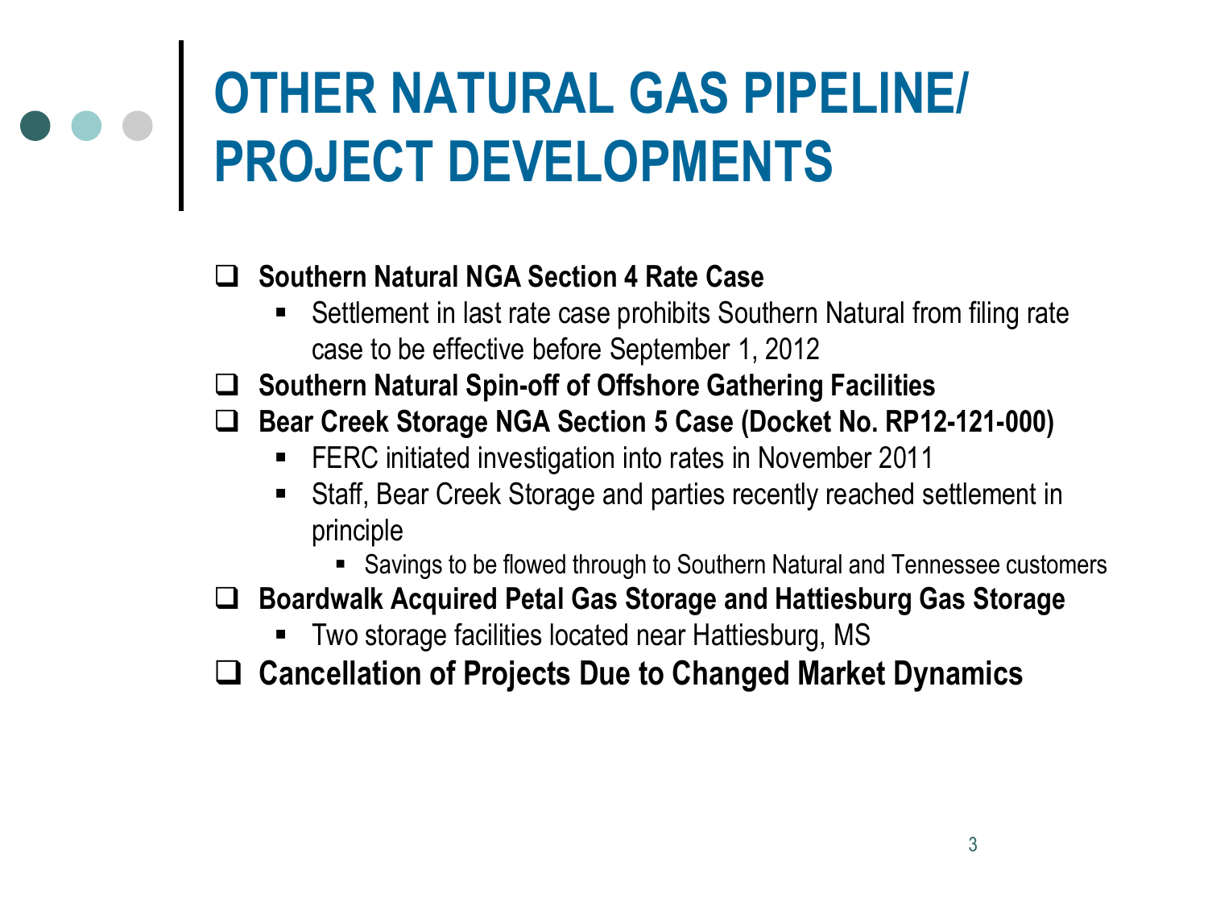# OTHER NATURAL GAS PIPELINE/ PROJECT DEVELOPMENTS

- **Southern Natural NGA Section 4 Rate Case**
  - Settlement in last rate case prohibits Southern Natural from filing rate case to be effective before September 1, 2012
- **Southern Natural Spin-off of Offshore Gathering Facilities**
- **Bear Creek Storage NGA Section 5 Case (Docket No. RP12-121-000)**
  - FERC initiated investigation into rates in November 2011
  - Staff, Bear Creek Storage and parties recently reached settlement in principle
    - Savings to be flowed through to Southern Natural and Tennessee customers
- **Boardwalk Acquired Petal Gas Storage and Hattiesburg Gas Storage**
  - Two storage facilities located near Hattiesburg, MS
- **Cancellation of Projects Due to Changed Market Dynamics**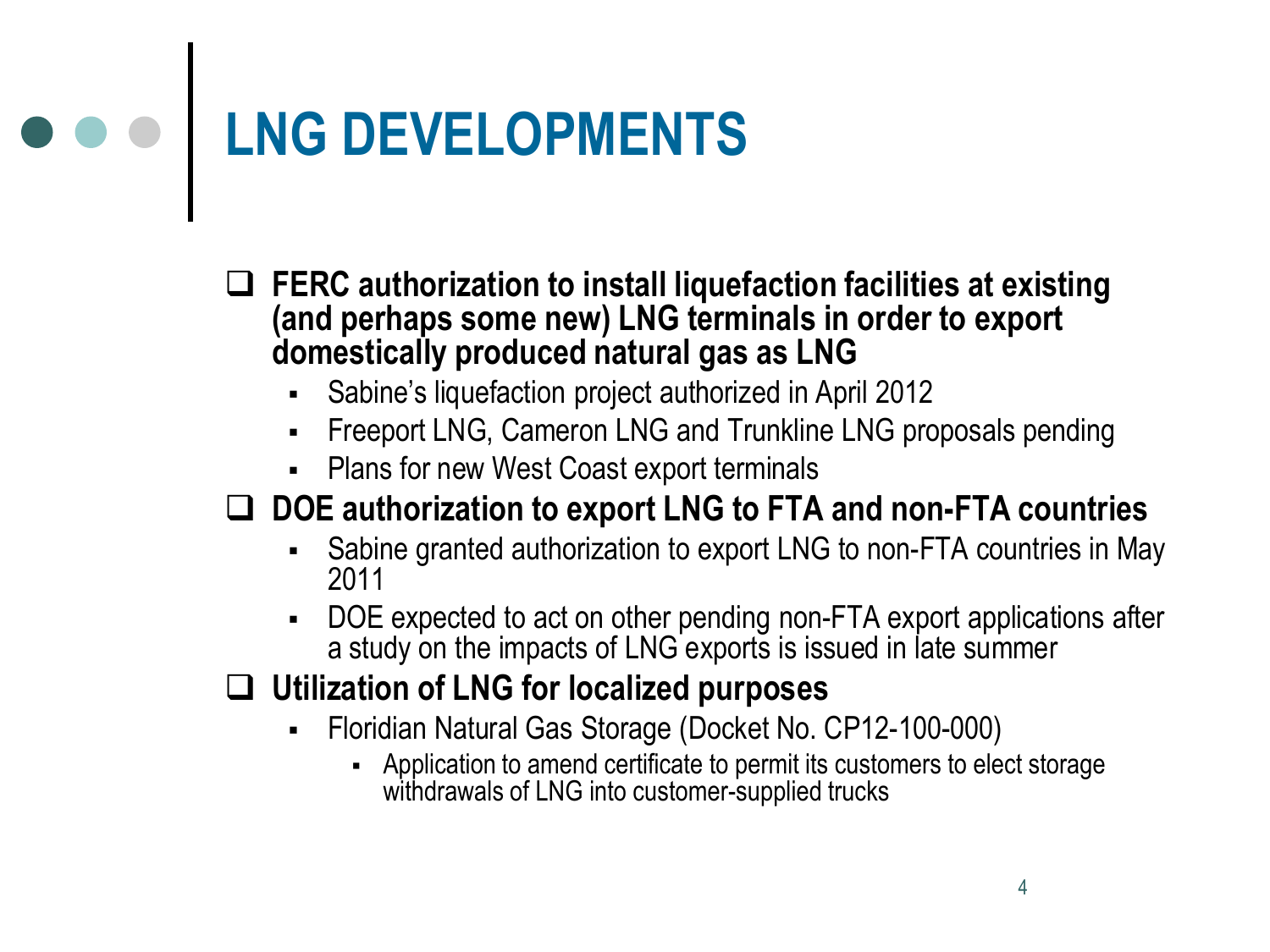# LNG DEVELOPMENTS

- **FERC authorization to install liquefaction facilities at existing (and perhaps some new) LNG terminals in order to export domestically produced natural gas as LNG**
  - Sabine's liquefaction project authorized in April 2012
  - Freeport LNG, Cameron LNG and Trunkline LNG proposals pending
  - Plans for new West Coast export terminals
- **DOE authorization to export LNG to FTA and non-FTA countries**
  - Sabine granted authorization to export LNG to non-FTA countries in May 2011
  - DOE expected to act on other pending non-FTA export applications after a study on the impacts of LNG exports is issued in late summer
- **Utilization of LNG for localized purposes**
  - Floridian Natural Gas Storage (Docket No. CP12-100-000)
    - Application to amend certificate to permit its customers to elect storage withdrawals of LNG into customer-supplied trucks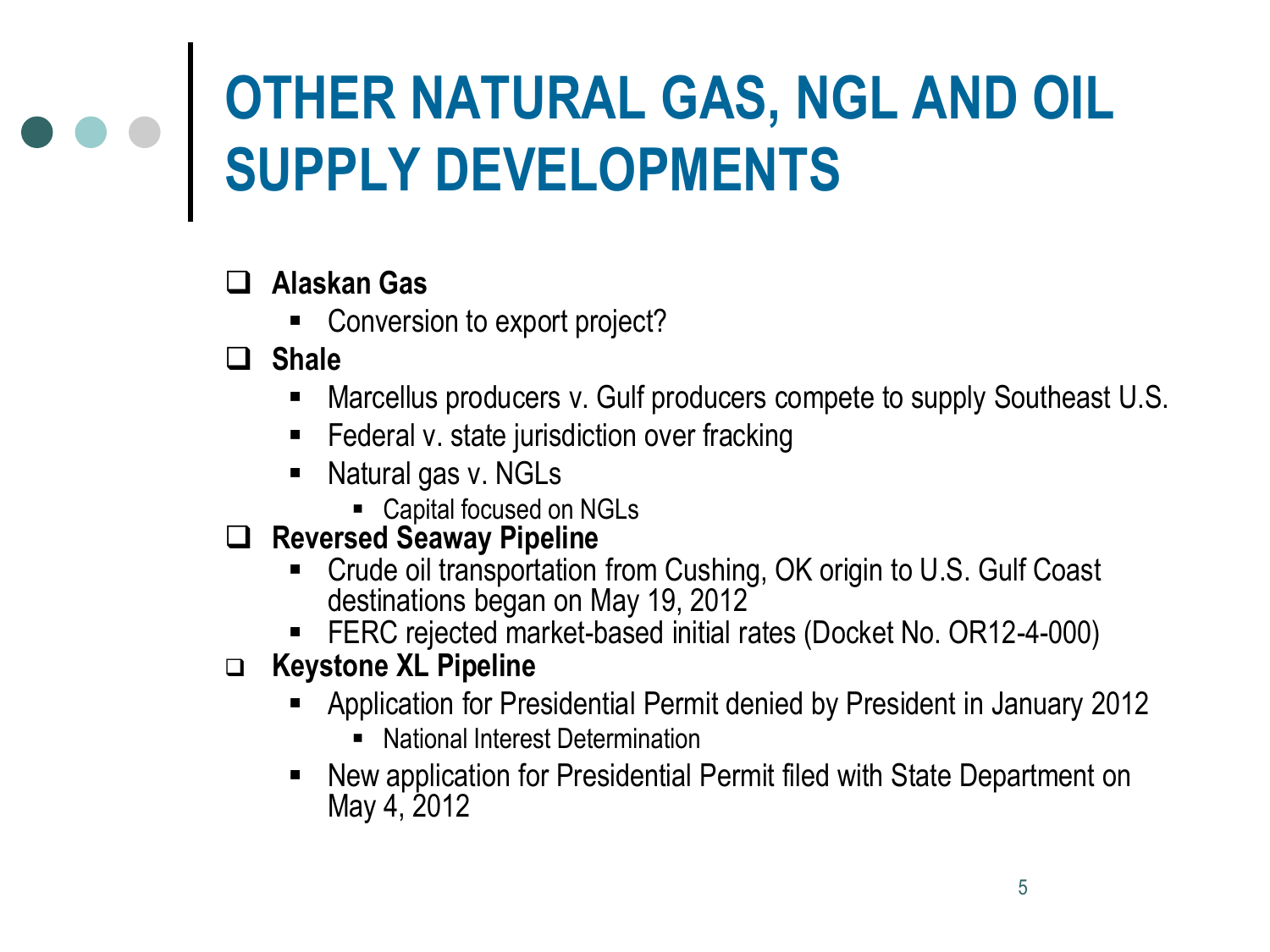# OTHER NATURAL GAS, NGL AND OIL SUPPLY DEVELOPMENTS

- **Alaskan Gas**
  - Conversion to export project?
- **Shale**
  - Marcellus producers v. Gulf producers compete to supply Southeast U.S.
  - Federal v. state jurisdiction over fracking
  - Natural gas v. NGLs
    - Capital focused on NGLs
- **Reversed Seaway Pipeline**
  - Crude oil transportation from Cushing, OK origin to U.S. Gulf Coast destinations began on May 19, 2012
  - FERC rejected market-based initial rates (Docket No. OR12-4-000)
- **Keystone XL Pipeline**
  - Application for Presidential Permit denied by President in January 2012
    - National Interest Determination
  - New application for Presidential Permit filed with State Department on May 4, 2012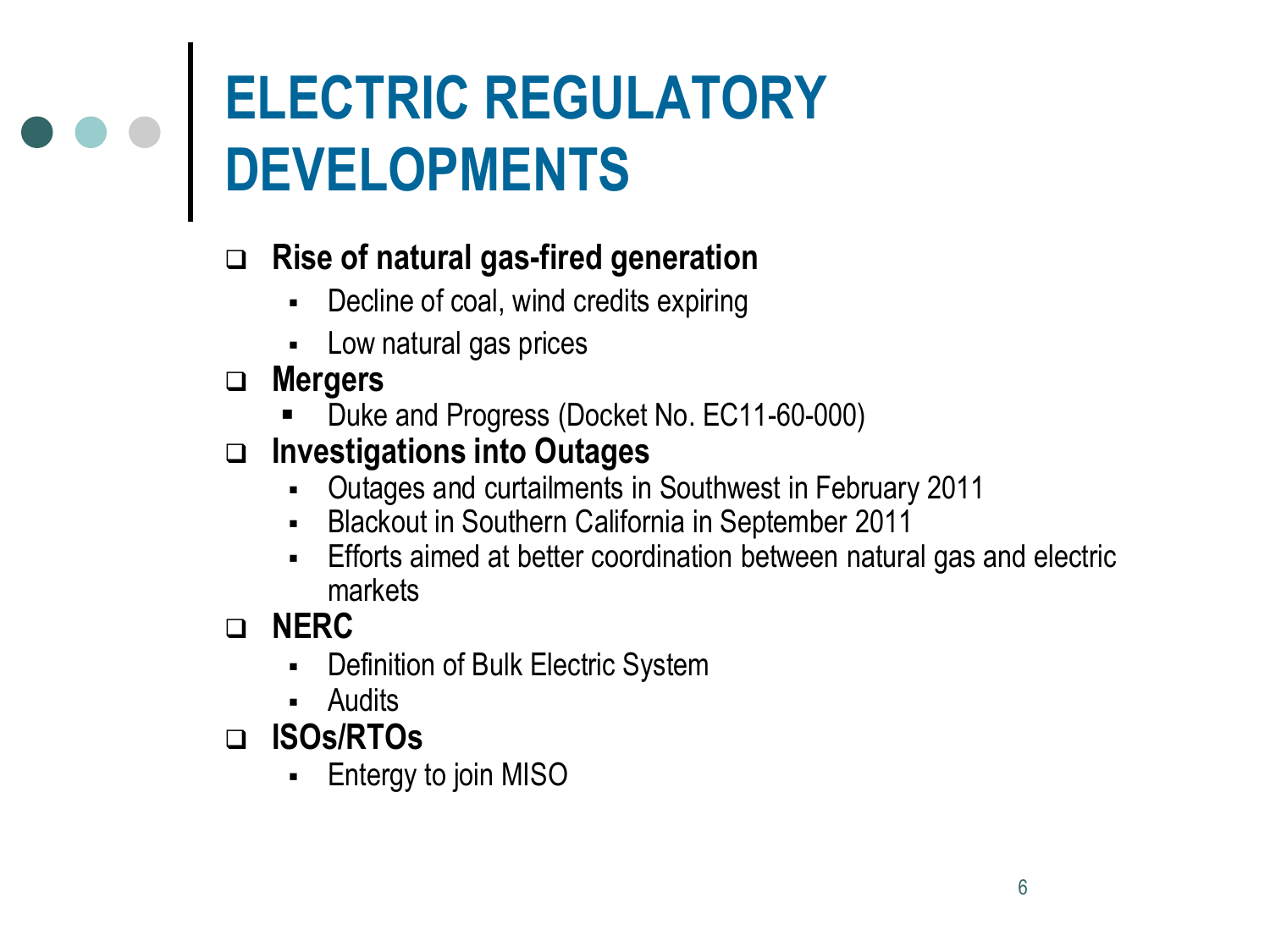# ELECTRIC REGULATORY DEVELOPMENTS

- **Rise of natural gas-fired generation**
  - Decline of coal, wind credits expiring
  - Low natural gas prices
- **Mergers**
  - Duke and Progress (Docket No. EC11-60-000)
- **Investigations into Outages**
  - Outages and curtailments in Southwest in February 2011
  - Blackout in Southern California in September 2011
  - Efforts aimed at better coordination between natural gas and electric markets
- **NERC**
  - Definition of Bulk Electric System
  - Audits
- **ISOs/RTOs**
  - Entergy to join MISO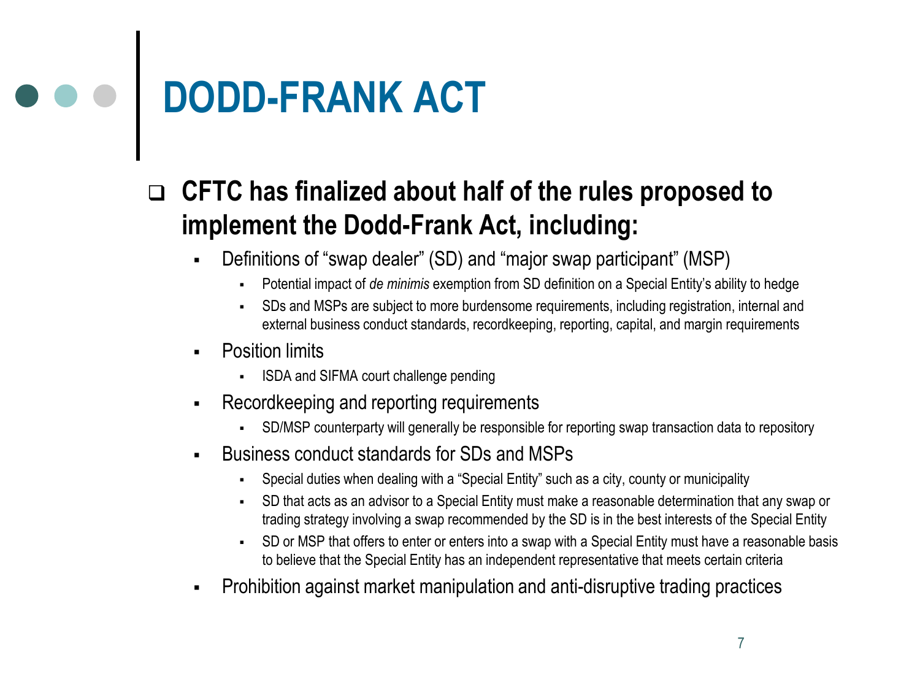# DODD-FRANK ACT

- **CFTC has finalized about half of the rules proposed to implement the Dodd-Frank Act, including:**
  - Definitions of "swap dealer" (SD) and "major swap participant" (MSP)
    - Potential impact of *de minimis* exemption from SD definition on a Special Entity's ability to hedge
    - SDs and MSPs are subject to more burdensome requirements, including registration, internal and external business conduct standards, recordkeeping, reporting, capital, and margin requirements
  - Position limits
    - ISDA and SIFMA court challenge pending
  - Recordkeeping and reporting requirements
    - SD/MSP counterparty will generally be responsible for reporting swap transaction data to repository
  - Business conduct standards for SDs and MSPs
    - Special duties when dealing with a "Special Entity" such as a city, county or municipality
    - SD that acts as an advisor to a Special Entity must make a reasonable determination that any swap or trading strategy involving a swap recommended by the SD is in the best interests of the Special Entity
    - SD or MSP that offers to enter or enters into a swap with a Special Entity must have a reasonable basis to believe that the Special Entity has an independent representative that meets certain criteria
  - Prohibition against market manipulation and anti-disruptive trading practices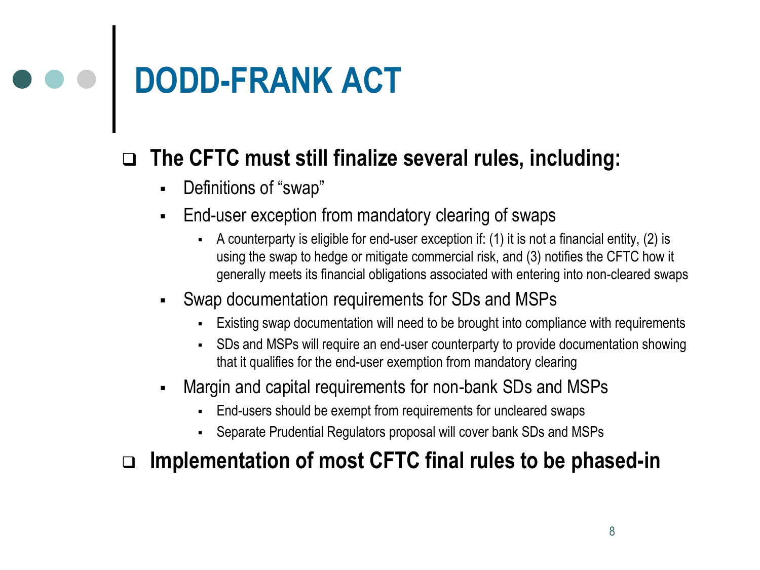# DODD-FRANK ACT

- **The CFTC must still finalize several rules, including:**
  - Definitions of "swap"
  - End-user exception from mandatory clearing of swaps
    - A counterparty is eligible for end-user exception if: (1) it is not a financial entity, (2) is using the swap to hedge or mitigate commercial risk, and (3) notifies the CFTC how it generally meets its financial obligations associated with entering into non-cleared swaps
  - Swap documentation requirements for SDs and MSPs
    - Existing swap documentation will need to be brought into compliance with requirements
    - SDs and MSPs will require an end-user counterparty to provide documentation showing that it qualifies for the end-user exemption from mandatory clearing
  - Margin and capital requirements for non-bank SDs and MSPs
    - End-users should be exempt from requirements for uncleared swaps
    - Separate Prudential Regulators proposal will cover bank SDs and MSPs
- **Implementation of most CFTC final rules to be phased-in**